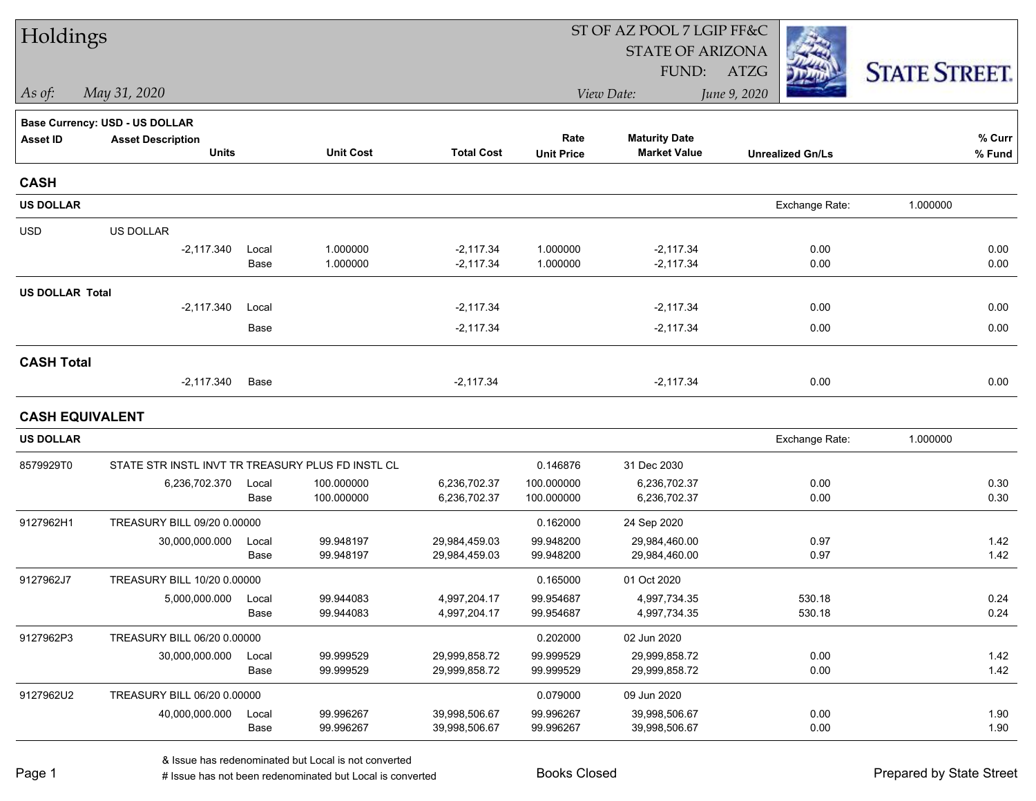# Holdings

*As of:* *May 31, 2020*

ST OF AZ POOL 7 LGIP FF&C
STATE OF ARIZONA
FUND: ATZG

*View Date:* *June 9, 2020*

STATE STREET.

**Base Currency: USD - US DOLLAR**

| Asset ID | Asset Description / Units | | Unit Cost | Total Cost | Rate / Unit Price | Maturity Date / Market Value | Unrealized Gn/Ls | % Curr / % Fund |
|---|---|---|---|---|---|---|---|---|
| **CASH** | | | | | | | | |
| **US DOLLAR** | | | | | | | Exchange Rate: 1.000000 | |
| USD | US DOLLAR | | | | | | | |
| | -2,117.340 | Local | 1.000000 | -2,117.34 | 1.000000 | -2,117.34 | 0.00 | 0.00 |
| | | Base | 1.000000 | -2,117.34 | 1.000000 | -2,117.34 | 0.00 | 0.00 |
| **US DOLLAR Total** | | | | | | | | |
| | -2,117.340 | Local | | -2,117.34 | | -2,117.34 | 0.00 | 0.00 |
| | | Base | | -2,117.34 | | -2,117.34 | 0.00 | 0.00 |
| **CASH Total** | | | | | | | | |
| | -2,117.340 | Base | | -2,117.34 | | -2,117.34 | 0.00 | 0.00 |
| **CASH EQUIVALENT** | | | | | | | | |
| **US DOLLAR** | | | | | | | Exchange Rate: 1.000000 | |
| 8579929T0 | STATE STR INSTL INVT TR TREASURY PLUS FD INSTL CL | | | | 0.146876 | 31 Dec 2030 | | |
| | 6,236,702.370 | Local | 100.000000 | 6,236,702.37 | 100.000000 | 6,236,702.37 | 0.00 | 0.30 |
| | | Base | 100.000000 | 6,236,702.37 | 100.000000 | 6,236,702.37 | 0.00 | 0.30 |
| 9127962H1 | TREASURY BILL 09/20 0.00000 | | | | 0.162000 | 24 Sep 2020 | | |
| | 30,000,000.000 | Local | 99.948197 | 29,984,459.03 | 99.948200 | 29,984,460.00 | 0.97 | 1.42 |
| | | Base | 99.948197 | 29,984,459.03 | 99.948200 | 29,984,460.00 | 0.97 | 1.42 |
| 9127962J7 | TREASURY BILL 10/20 0.00000 | | | | 0.165000 | 01 Oct 2020 | | |
| | 5,000,000.000 | Local | 99.944083 | 4,997,204.17 | 99.954687 | 4,997,734.35 | 530.18 | 0.24 |
| | | Base | 99.944083 | 4,997,204.17 | 99.954687 | 4,997,734.35 | 530.18 | 0.24 |
| 9127962P3 | TREASURY BILL 06/20 0.00000 | | | | 0.202000 | 02 Jun 2020 | | |
| | 30,000,000.000 | Local | 99.999529 | 29,999,858.72 | 99.999529 | 29,999,858.72 | 0.00 | 1.42 |
| | | Base | 99.999529 | 29,999,858.72 | 99.999529 | 29,999,858.72 | 0.00 | 1.42 |
| 9127962U2 | TREASURY BILL 06/20 0.00000 | | | | 0.079000 | 09 Jun 2020 | | |
| | 40,000,000.000 | Local | 99.996267 | 39,998,506.67 | 99.996267 | 39,998,506.67 | 0.00 | 1.90 |
| | | Base | 99.996267 | 39,998,506.67 | 99.996267 | 39,998,506.67 | 0.00 | 1.90 |

& Issue has redenominated but Local is not converted
# Issue has not been redenominated but Local is converted

Books Closed

Prepared by State Street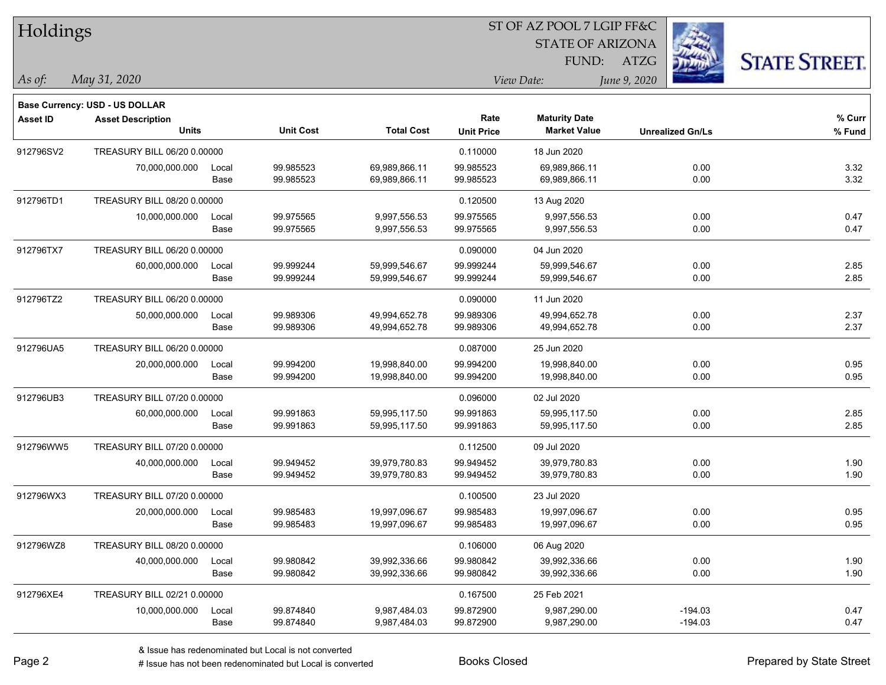# Holdings

ST OF AZ POOL 7 LGIP FF&C
STATE OF ARIZONA
FUND: ATZG

*As of:* *May 31, 2020*

*View Date:* *June 9, 2020*

**Base Currency: USD - US DOLLAR**

| Asset ID | Asset Description / Units | | Unit Cost | Total Cost | Rate / Unit Price | Maturity Date / Market Value | Unrealized Gn/Ls | % Curr / % Fund |
|---|---|---|---|---|---|---|---|---|
| 912796SV2 | TREASURY BILL 06/20 0.00000 | | | | 0.110000 | 18 Jun 2020 | | |
| | 70,000,000.000 | Local | 99.985523 | 69,989,866.11 | 99.985523 | 69,989,866.11 | 0.00 | 3.32 |
| | | Base | 99.985523 | 69,989,866.11 | 99.985523 | 69,989,866.11 | 0.00 | 3.32 |
| 912796TD1 | TREASURY BILL 08/20 0.00000 | | | | 0.120500 | 13 Aug 2020 | | |
| | 10,000,000.000 | Local | 99.975565 | 9,997,556.53 | 99.975565 | 9,997,556.53 | 0.00 | 0.47 |
| | | Base | 99.975565 | 9,997,556.53 | 99.975565 | 9,997,556.53 | 0.00 | 0.47 |
| 912796TX7 | TREASURY BILL 06/20 0.00000 | | | | 0.090000 | 04 Jun 2020 | | |
| | 60,000,000.000 | Local | 99.999244 | 59,999,546.67 | 99.999244 | 59,999,546.67 | 0.00 | 2.85 |
| | | Base | 99.999244 | 59,999,546.67 | 99.999244 | 59,999,546.67 | 0.00 | 2.85 |
| 912796TZ2 | TREASURY BILL 06/20 0.00000 | | | | 0.090000 | 11 Jun 2020 | | |
| | 50,000,000.000 | Local | 99.989306 | 49,994,652.78 | 99.989306 | 49,994,652.78 | 0.00 | 2.37 |
| | | Base | 99.989306 | 49,994,652.78 | 99.989306 | 49,994,652.78 | 0.00 | 2.37 |
| 912796UA5 | TREASURY BILL 06/20 0.00000 | | | | 0.087000 | 25 Jun 2020 | | |
| | 20,000,000.000 | Local | 99.994200 | 19,998,840.00 | 99.994200 | 19,998,840.00 | 0.00 | 0.95 |
| | | Base | 99.994200 | 19,998,840.00 | 99.994200 | 19,998,840.00 | 0.00 | 0.95 |
| 912796UB3 | TREASURY BILL 07/20 0.00000 | | | | 0.096000 | 02 Jul 2020 | | |
| | 60,000,000.000 | Local | 99.991863 | 59,995,117.50 | 99.991863 | 59,995,117.50 | 0.00 | 2.85 |
| | | Base | 99.991863 | 59,995,117.50 | 99.991863 | 59,995,117.50 | 0.00 | 2.85 |
| 912796WW5 | TREASURY BILL 07/20 0.00000 | | | | 0.112500 | 09 Jul 2020 | | |
| | 40,000,000.000 | Local | 99.949452 | 39,979,780.83 | 99.949452 | 39,979,780.83 | 0.00 | 1.90 |
| | | Base | 99.949452 | 39,979,780.83 | 99.949452 | 39,979,780.83 | 0.00 | 1.90 |
| 912796WX3 | TREASURY BILL 07/20 0.00000 | | | | 0.100500 | 23 Jul 2020 | | |
| | 20,000,000.000 | Local | 99.985483 | 19,997,096.67 | 99.985483 | 19,997,096.67 | 0.00 | 0.95 |
| | | Base | 99.985483 | 19,997,096.67 | 99.985483 | 19,997,096.67 | 0.00 | 0.95 |
| 912796WZ8 | TREASURY BILL 08/20 0.00000 | | | | 0.106000 | 06 Aug 2020 | | |
| | 40,000,000.000 | Local | 99.980842 | 39,992,336.66 | 99.980842 | 39,992,336.66 | 0.00 | 1.90 |
| | | Base | 99.980842 | 39,992,336.66 | 99.980842 | 39,992,336.66 | 0.00 | 1.90 |
| 912796XE4 | TREASURY BILL 02/21 0.00000 | | | | 0.167500 | 25 Feb 2021 | | |
| | 10,000,000.000 | Local | 99.874840 | 9,987,484.03 | 99.872900 | 9,987,290.00 | -194.03 | 0.47 |
| | | Base | 99.874840 | 9,987,484.03 | 99.872900 | 9,987,290.00 | -194.03 | 0.47 |

& Issue has redenominated but Local is not converted
# Issue has not been redenominated but Local is converted

Books Closed

Prepared by State Street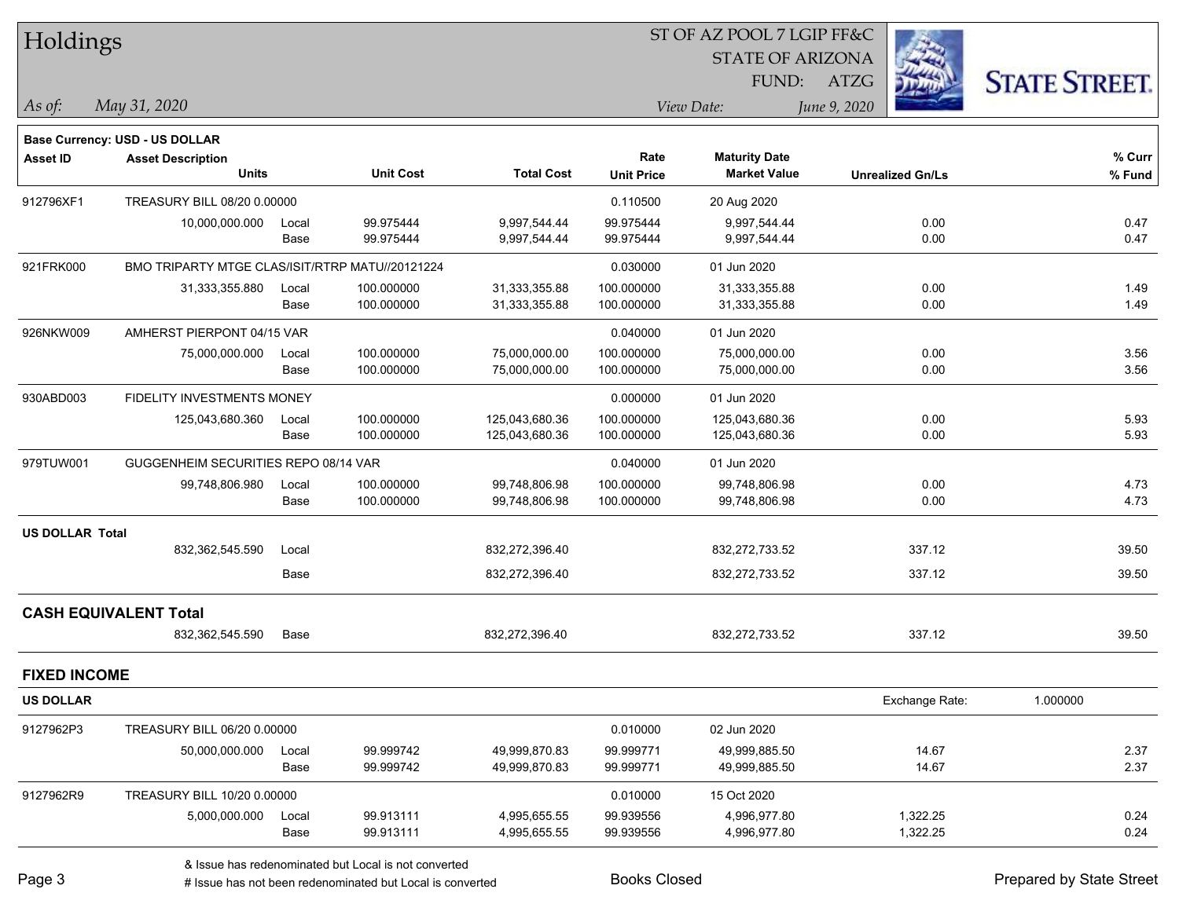# Holdings

ST OF AZ POOL 7 LGIP FF&C
STATE OF ARIZONA
FUND: ATZG

*As of:* *May 31, 2020*

*View Date:* *June 9, 2020*

**Base Currency: USD - US DOLLAR**

| Asset ID | Asset Description Units | | Unit Cost | Total Cost | Rate Unit Price | Maturity Date Market Value | Unrealized Gn/Ls | % Curr % Fund |
|---|---|---|---|---|---|---|---|---|
| 912796XF1 | TREASURY BILL 08/20 0.00000 | | | | 0.110500 | 20 Aug 2020 | | |
| | 10,000,000.000 | Local | 99.975444 | 9,997,544.44 | 99.975444 | 9,997,544.44 | 0.00 | 0.47 |
| | | Base | 99.975444 | 9,997,544.44 | 99.975444 | 9,997,544.44 | 0.00 | 0.47 |
| 921FRK000 | BMO TRIPARTY MTGE CLAS/ISIT/RTRP MATU//20121224 | | | | 0.030000 | 01 Jun 2020 | | |
| | 31,333,355.880 | Local | 100.000000 | 31,333,355.88 | 100.000000 | 31,333,355.88 | 0.00 | 1.49 |
| | | Base | 100.000000 | 31,333,355.88 | 100.000000 | 31,333,355.88 | 0.00 | 1.49 |
| 926NKW009 | AMHERST PIERPONT 04/15 VAR | | | | 0.040000 | 01 Jun 2020 | | |
| | 75,000,000.000 | Local | 100.000000 | 75,000,000.00 | 100.000000 | 75,000,000.00 | 0.00 | 3.56 |
| | | Base | 100.000000 | 75,000,000.00 | 100.000000 | 75,000,000.00 | 0.00 | 3.56 |
| 930ABD003 | FIDELITY INVESTMENTS MONEY | | | | 0.000000 | 01 Jun 2020 | | |
| | 125,043,680.360 | Local | 100.000000 | 125,043,680.36 | 100.000000 | 125,043,680.36 | 0.00 | 5.93 |
| | | Base | 100.000000 | 125,043,680.36 | 100.000000 | 125,043,680.36 | 0.00 | 5.93 |
| 979TUW001 | GUGGENHEIM SECURITIES REPO 08/14 VAR | | | | 0.040000 | 01 Jun 2020 | | |
| | 99,748,806.980 | Local | 100.000000 | 99,748,806.98 | 100.000000 | 99,748,806.98 | 0.00 | 4.73 |
| | | Base | 100.000000 | 99,748,806.98 | 100.000000 | 99,748,806.98 | 0.00 | 4.73 |
| **US DOLLAR Total** | | | | | | | | |
| | 832,362,545.590 | Local | | 832,272,396.40 | | 832,272,733.52 | 337.12 | 39.50 |
| | | Base | | 832,272,396.40 | | 832,272,733.52 | 337.12 | 39.50 |
| **CASH EQUIVALENT Total** | | | | | | | | |
| | 832,362,545.590 | Base | | 832,272,396.40 | | 832,272,733.52 | 337.12 | 39.50 |

## FIXED INCOME

**US DOLLAR** — Exchange Rate: 1.000000

| Asset ID | Asset Description Units | | Unit Cost | Total Cost | Rate Unit Price | Maturity Date Market Value | Unrealized Gn/Ls | % Curr % Fund |
|---|---|---|---|---|---|---|---|---|
| 9127962P3 | TREASURY BILL 06/20 0.00000 | | | | 0.010000 | 02 Jun 2020 | | |
| | 50,000,000.000 | Local | 99.999742 | 49,999,870.83 | 99.999771 | 49,999,885.50 | 14.67 | 2.37 |
| | | Base | 99.999742 | 49,999,870.83 | 99.999771 | 49,999,885.50 | 14.67 | 2.37 |
| 9127962R9 | TREASURY BILL 10/20 0.00000 | | | | 0.010000 | 15 Oct 2020 | | |
| | 5,000,000.000 | Local | 99.913111 | 4,995,655.55 | 99.939556 | 4,996,977.80 | 1,322.25 | 0.24 |
| | | Base | 99.913111 | 4,995,655.55 | 99.939556 | 4,996,977.80 | 1,322.25 | 0.24 |

& Issue has redenominated but Local is not converted
# Issue has not been redenominated but Local is converted

Books Closed

Prepared by State Street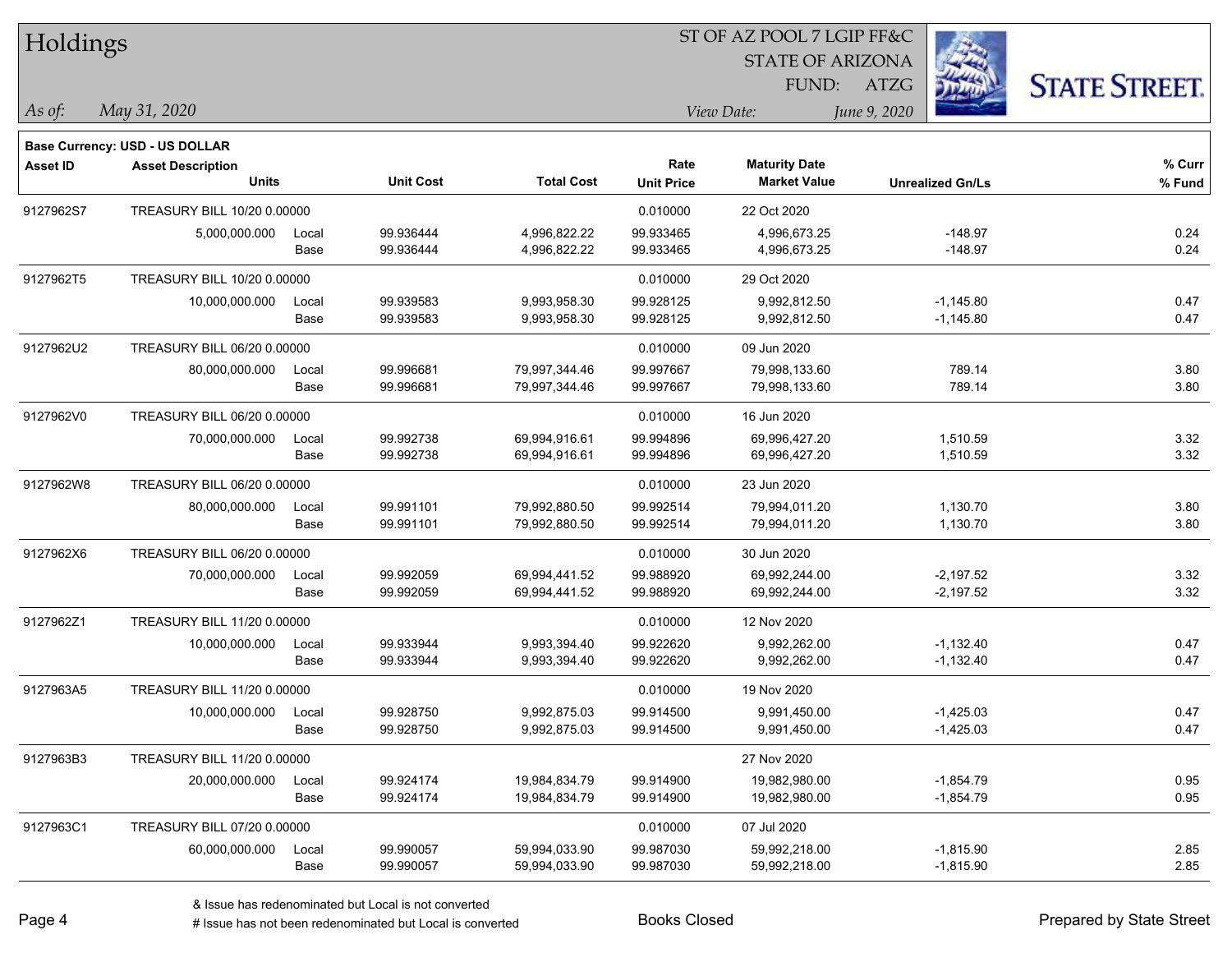# Holdings

ST OF AZ POOL 7 LGIP FF&C
STATE OF ARIZONA
FUND: ATZG

*As of:* *May 31, 2020*

*View Date:* *June 9, 2020*

**Base Currency: USD - US DOLLAR**

| Asset ID | Asset Description / Units | | Unit Cost | Total Cost | Rate / Unit Price | Maturity Date / Market Value | Unrealized Gn/Ls | % Curr / % Fund |
|---|---|---|---|---|---|---|---|---|
| 9127962S7 | TREASURY BILL 10/20 0.00000 | | | | 0.010000 | 22 Oct 2020 | | |
| | 5,000,000.000 | Local | 99.936444 | 4,996,822.22 | 99.933465 | 4,996,673.25 | -148.97 | 0.24 |
| | | Base | 99.936444 | 4,996,822.22 | 99.933465 | 4,996,673.25 | -148.97 | 0.24 |
| 9127962T5 | TREASURY BILL 10/20 0.00000 | | | | 0.010000 | 29 Oct 2020 | | |
| | 10,000,000.000 | Local | 99.939583 | 9,993,958.30 | 99.928125 | 9,992,812.50 | -1,145.80 | 0.47 |
| | | Base | 99.939583 | 9,993,958.30 | 99.928125 | 9,992,812.50 | -1,145.80 | 0.47 |
| 9127962U2 | TREASURY BILL 06/20 0.00000 | | | | 0.010000 | 09 Jun 2020 | | |
| | 80,000,000.000 | Local | 99.996681 | 79,997,344.46 | 99.997667 | 79,998,133.60 | 789.14 | 3.80 |
| | | Base | 99.996681 | 79,997,344.46 | 99.997667 | 79,998,133.60 | 789.14 | 3.80 |
| 9127962V0 | TREASURY BILL 06/20 0.00000 | | | | 0.010000 | 16 Jun 2020 | | |
| | 70,000,000.000 | Local | 99.992738 | 69,994,916.61 | 99.994896 | 69,996,427.20 | 1,510.59 | 3.32 |
| | | Base | 99.992738 | 69,994,916.61 | 99.994896 | 69,996,427.20 | 1,510.59 | 3.32 |
| 9127962W8 | TREASURY BILL 06/20 0.00000 | | | | 0.010000 | 23 Jun 2020 | | |
| | 80,000,000.000 | Local | 99.991101 | 79,992,880.50 | 99.992514 | 79,994,011.20 | 1,130.70 | 3.80 |
| | | Base | 99.991101 | 79,992,880.50 | 99.992514 | 79,994,011.20 | 1,130.70 | 3.80 |
| 9127962X6 | TREASURY BILL 06/20 0.00000 | | | | 0.010000 | 30 Jun 2020 | | |
| | 70,000,000.000 | Local | 99.992059 | 69,994,441.52 | 99.988920 | 69,992,244.00 | -2,197.52 | 3.32 |
| | | Base | 99.992059 | 69,994,441.52 | 99.988920 | 69,992,244.00 | -2,197.52 | 3.32 |
| 9127962Z1 | TREASURY BILL 11/20 0.00000 | | | | 0.010000 | 12 Nov 2020 | | |
| | 10,000,000.000 | Local | 99.933944 | 9,993,394.40 | 99.922620 | 9,992,262.00 | -1,132.40 | 0.47 |
| | | Base | 99.933944 | 9,993,394.40 | 99.922620 | 9,992,262.00 | -1,132.40 | 0.47 |
| 9127963A5 | TREASURY BILL 11/20 0.00000 | | | | 0.010000 | 19 Nov 2020 | | |
| | 10,000,000.000 | Local | 99.928750 | 9,992,875.03 | 99.914500 | 9,991,450.00 | -1,425.03 | 0.47 |
| | | Base | 99.928750 | 9,992,875.03 | 99.914500 | 9,991,450.00 | -1,425.03 | 0.47 |
| 9127963B3 | TREASURY BILL 11/20 0.00000 | | | | | 27 Nov 2020 | | |
| | 20,000,000.000 | Local | 99.924174 | 19,984,834.79 | 99.914900 | 19,982,980.00 | -1,854.79 | 0.95 |
| | | Base | 99.924174 | 19,984,834.79 | 99.914900 | 19,982,980.00 | -1,854.79 | 0.95 |
| 9127963C1 | TREASURY BILL 07/20 0.00000 | | | | 0.010000 | 07 Jul 2020 | | |
| | 60,000,000.000 | Local | 99.990057 | 59,994,033.90 | 99.987030 | 59,992,218.00 | -1,815.90 | 2.85 |
| | | Base | 99.990057 | 59,994,033.90 | 99.987030 | 59,992,218.00 | -1,815.90 | 2.85 |

& Issue has redenominated but Local is not converted

# Issue has not been redenominated but Local is converted

Books Closed

Prepared by State Street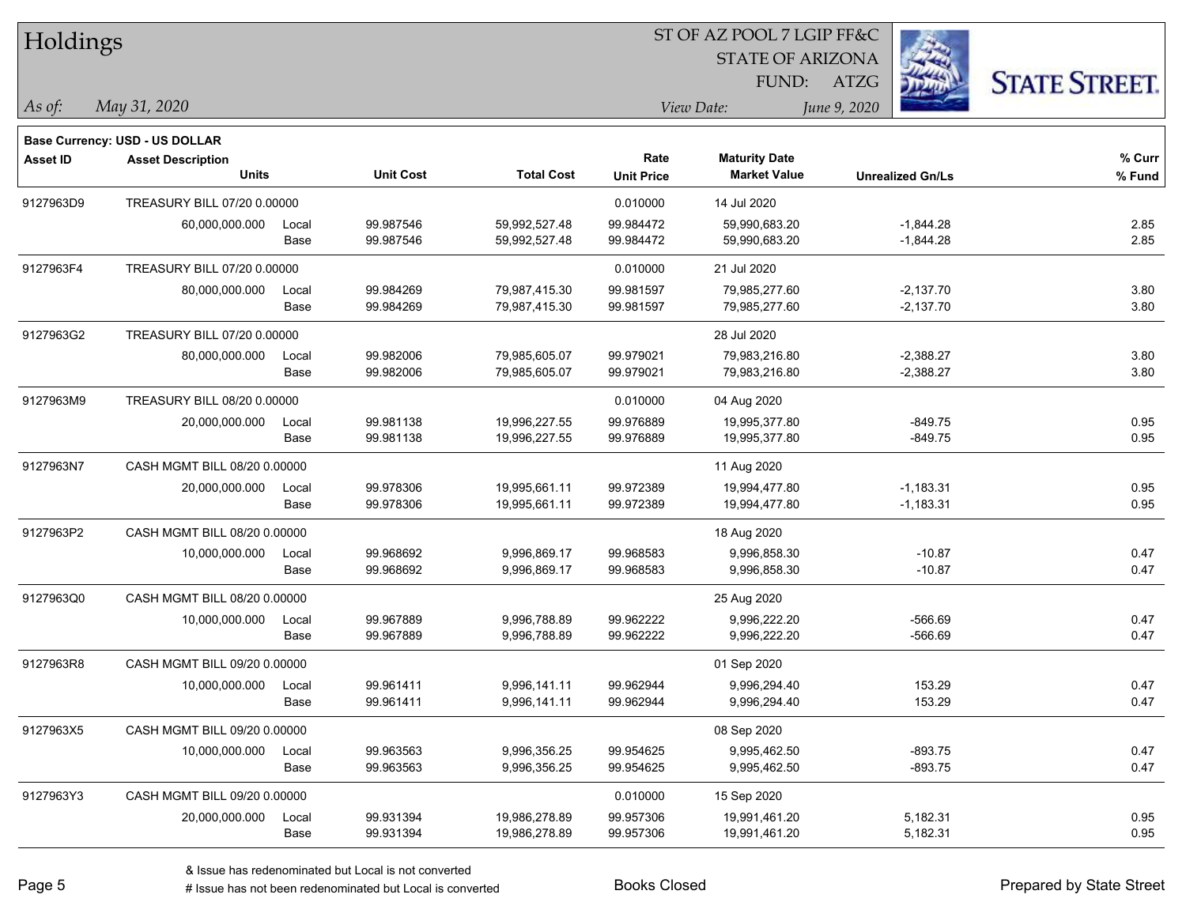# Holdings

ST OF AZ POOL 7 LGIP FF&C
STATE OF ARIZONA
FUND: ATZG

*As of:* *May 31, 2020*

*View Date:* *June 9, 2020*

**Base Currency: USD - US DOLLAR**

| Asset ID | Asset Description / Units | | Unit Cost | Total Cost | Rate / Unit Price | Maturity Date / Market Value | Unrealized Gn/Ls | % Curr / % Fund |
|---|---|---|---|---|---|---|---|---|
| 9127963D9 | TREASURY BILL 07/20 0.00000 | | | | 0.010000 | 14 Jul 2020 | | |
| | 60,000,000.000 | Local | 99.987546 | 59,992,527.48 | 99.984472 | 59,990,683.20 | -1,844.28 | 2.85 |
| | | Base | 99.987546 | 59,992,527.48 | 99.984472 | 59,990,683.20 | -1,844.28 | 2.85 |
| 9127963F4 | TREASURY BILL 07/20 0.00000 | | | | 0.010000 | 21 Jul 2020 | | |
| | 80,000,000.000 | Local | 99.984269 | 79,987,415.30 | 99.981597 | 79,985,277.60 | -2,137.70 | 3.80 |
| | | Base | 99.984269 | 79,987,415.30 | 99.981597 | 79,985,277.60 | -2,137.70 | 3.80 |
| 9127963G2 | TREASURY BILL 07/20 0.00000 | | | | | 28 Jul 2020 | | |
| | 80,000,000.000 | Local | 99.982006 | 79,985,605.07 | 99.979021 | 79,983,216.80 | -2,388.27 | 3.80 |
| | | Base | 99.982006 | 79,985,605.07 | 99.979021 | 79,983,216.80 | -2,388.27 | 3.80 |
| 9127963M9 | TREASURY BILL 08/20 0.00000 | | | | 0.010000 | 04 Aug 2020 | | |
| | 20,000,000.000 | Local | 99.981138 | 19,996,227.55 | 99.976889 | 19,995,377.80 | -849.75 | 0.95 |
| | | Base | 99.981138 | 19,996,227.55 | 99.976889 | 19,995,377.80 | -849.75 | 0.95 |
| 9127963N7 | CASH MGMT BILL 08/20 0.00000 | | | | | 11 Aug 2020 | | |
| | 20,000,000.000 | Local | 99.978306 | 19,995,661.11 | 99.972389 | 19,994,477.80 | -1,183.31 | 0.95 |
| | | Base | 99.978306 | 19,995,661.11 | 99.972389 | 19,994,477.80 | -1,183.31 | 0.95 |
| 9127963P2 | CASH MGMT BILL 08/20 0.00000 | | | | | 18 Aug 2020 | | |
| | 10,000,000.000 | Local | 99.968692 | 9,996,869.17 | 99.968583 | 9,996,858.30 | -10.87 | 0.47 |
| | | Base | 99.968692 | 9,996,869.17 | 99.968583 | 9,996,858.30 | -10.87 | 0.47 |
| 9127963Q0 | CASH MGMT BILL 08/20 0.00000 | | | | | 25 Aug 2020 | | |
| | 10,000,000.000 | Local | 99.967889 | 9,996,788.89 | 99.962222 | 9,996,222.20 | -566.69 | 0.47 |
| | | Base | 99.967889 | 9,996,788.89 | 99.962222 | 9,996,222.20 | -566.69 | 0.47 |
| 9127963R8 | CASH MGMT BILL 09/20 0.00000 | | | | | 01 Sep 2020 | | |
| | 10,000,000.000 | Local | 99.961411 | 9,996,141.11 | 99.962944 | 9,996,294.40 | 153.29 | 0.47 |
| | | Base | 99.961411 | 9,996,141.11 | 99.962944 | 9,996,294.40 | 153.29 | 0.47 |
| 9127963X5 | CASH MGMT BILL 09/20 0.00000 | | | | | 08 Sep 2020 | | |
| | 10,000,000.000 | Local | 99.963563 | 9,996,356.25 | 99.954625 | 9,995,462.50 | -893.75 | 0.47 |
| | | Base | 99.963563 | 9,996,356.25 | 99.954625 | 9,995,462.50 | -893.75 | 0.47 |
| 9127963Y3 | CASH MGMT BILL 09/20 0.00000 | | | | 0.010000 | 15 Sep 2020 | | |
| | 20,000,000.000 | Local | 99.931394 | 19,986,278.89 | 99.957306 | 19,991,461.20 | 5,182.31 | 0.95 |
| | | Base | 99.931394 | 19,986,278.89 | 99.957306 | 19,991,461.20 | 5,182.31 | 0.95 |

& Issue has redenominated but Local is not converted
# Issue has not been redenominated but Local is converted

Books Closed

Prepared by State Street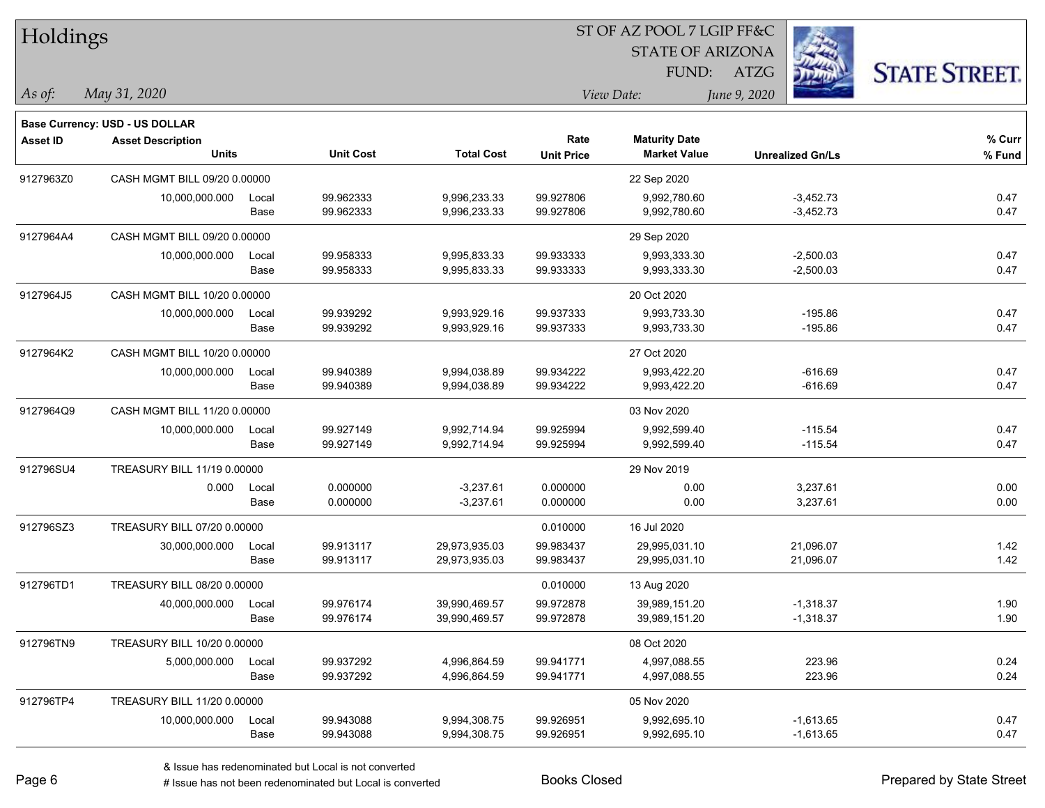# Holdings

ST OF AZ POOL 7 LGIP FF&C
STATE OF ARIZONA
FUND: ATZG

*As of:* *May 31, 2020*

*View Date:* *June 9, 2020*

**Base Currency: USD - US DOLLAR**

| Asset ID | Asset Description / Units | | Unit Cost | Total Cost | Rate / Unit Price | Maturity Date / Market Value | Unrealized Gn/Ls | % Curr / % Fund |
|---|---|---|---|---|---|---|---|---|
| 9127963Z0 | CASH MGMT BILL 09/20 0.00000 | | | | | 22 Sep 2020 | | |
| | 10,000,000.000 | Local | 99.962333 | 9,996,233.33 | 99.927806 | 9,992,780.60 | -3,452.73 | 0.47 |
| | | Base | 99.962333 | 9,996,233.33 | 99.927806 | 9,992,780.60 | -3,452.73 | 0.47 |
| 9127964A4 | CASH MGMT BILL 09/20 0.00000 | | | | | 29 Sep 2020 | | |
| | 10,000,000.000 | Local | 99.958333 | 9,995,833.33 | 99.933333 | 9,993,333.30 | -2,500.03 | 0.47 |
| | | Base | 99.958333 | 9,995,833.33 | 99.933333 | 9,993,333.30 | -2,500.03 | 0.47 |
| 9127964J5 | CASH MGMT BILL 10/20 0.00000 | | | | | 20 Oct 2020 | | |
| | 10,000,000.000 | Local | 99.939292 | 9,993,929.16 | 99.937333 | 9,993,733.30 | -195.86 | 0.47 |
| | | Base | 99.939292 | 9,993,929.16 | 99.937333 | 9,993,733.30 | -195.86 | 0.47 |
| 9127964K2 | CASH MGMT BILL 10/20 0.00000 | | | | | 27 Oct 2020 | | |
| | 10,000,000.000 | Local | 99.940389 | 9,994,038.89 | 99.934222 | 9,993,422.20 | -616.69 | 0.47 |
| | | Base | 99.940389 | 9,994,038.89 | 99.934222 | 9,993,422.20 | -616.69 | 0.47 |
| 9127964Q9 | CASH MGMT BILL 11/20 0.00000 | | | | | 03 Nov 2020 | | |
| | 10,000,000.000 | Local | 99.927149 | 9,992,714.94 | 99.925994 | 9,992,599.40 | -115.54 | 0.47 |
| | | Base | 99.927149 | 9,992,714.94 | 99.925994 | 9,992,599.40 | -115.54 | 0.47 |
| 912796SU4 | TREASURY BILL 11/19 0.00000 | | | | | 29 Nov 2019 | | |
| | 0.000 | Local | 0.000000 | -3,237.61 | 0.000000 | 0.00 | 3,237.61 | 0.00 |
| | | Base | 0.000000 | -3,237.61 | 0.000000 | 0.00 | 3,237.61 | 0.00 |
| 912796SZ3 | TREASURY BILL 07/20 0.00000 | | | | 0.010000 | 16 Jul 2020 | | |
| | 30,000,000.000 | Local | 99.913117 | 29,973,935.03 | 99.983437 | 29,995,031.10 | 21,096.07 | 1.42 |
| | | Base | 99.913117 | 29,973,935.03 | 99.983437 | 29,995,031.10 | 21,096.07 | 1.42 |
| 912796TD1 | TREASURY BILL 08/20 0.00000 | | | | 0.010000 | 13 Aug 2020 | | |
| | 40,000,000.000 | Local | 99.976174 | 39,990,469.57 | 99.972878 | 39,989,151.20 | -1,318.37 | 1.90 |
| | | Base | 99.976174 | 39,990,469.57 | 99.972878 | 39,989,151.20 | -1,318.37 | 1.90 |
| 912796TN9 | TREASURY BILL 10/20 0.00000 | | | | | 08 Oct 2020 | | |
| | 5,000,000.000 | Local | 99.937292 | 4,996,864.59 | 99.941771 | 4,997,088.55 | 223.96 | 0.24 |
| | | Base | 99.937292 | 4,996,864.59 | 99.941771 | 4,997,088.55 | 223.96 | 0.24 |
| 912796TP4 | TREASURY BILL 11/20 0.00000 | | | | | 05 Nov 2020 | | |
| | 10,000,000.000 | Local | 99.943088 | 9,994,308.75 | 99.926951 | 9,992,695.10 | -1,613.65 | 0.47 |
| | | Base | 99.943088 | 9,994,308.75 | 99.926951 | 9,992,695.10 | -1,613.65 | 0.47 |

& Issue has redenominated but Local is not converted
# Issue has not been redenominated but Local is converted

Books Closed

Prepared by State Street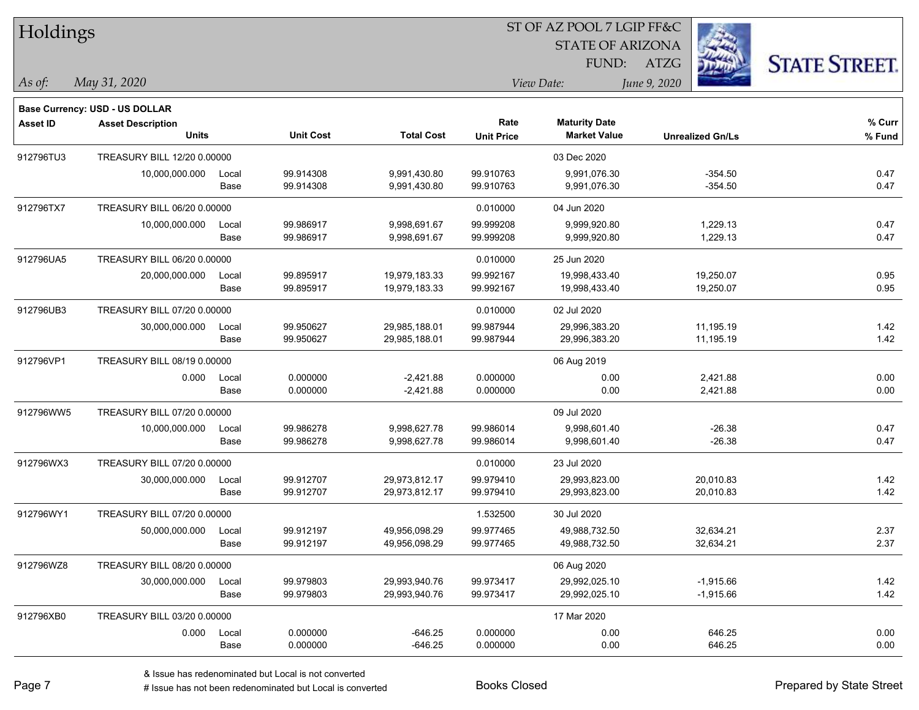# Holdings

ST OF AZ POOL 7 LGIP FF&C
STATE OF ARIZONA
FUND: ATZG

*As of:* *May 31, 2020*

*View Date:* *June 9, 2020*

**Base Currency: USD - US DOLLAR**

| Asset ID | Asset Description / Units | | Unit Cost | Total Cost | Rate / Unit Price | Maturity Date / Market Value | Unrealized Gn/Ls | % Curr / % Fund |
|---|---|---|---|---|---|---|---|---|
| 912796TU3 | TREASURY BILL 12/20 0.00000 | | | | | 03 Dec 2020 | | |
| | 10,000,000.000 | Local | 99.914308 | 9,991,430.80 | 99.910763 | 9,991,076.30 | -354.50 | 0.47 |
| | | Base | 99.914308 | 9,991,430.80 | 99.910763 | 9,991,076.30 | -354.50 | 0.47 |
| 912796TX7 | TREASURY BILL 06/20 0.00000 | | | | 0.010000 | 04 Jun 2020 | | |
| | 10,000,000.000 | Local | 99.986917 | 9,998,691.67 | 99.999208 | 9,999,920.80 | 1,229.13 | 0.47 |
| | | Base | 99.986917 | 9,998,691.67 | 99.999208 | 9,999,920.80 | 1,229.13 | 0.47 |
| 912796UA5 | TREASURY BILL 06/20 0.00000 | | | | 0.010000 | 25 Jun 2020 | | |
| | 20,000,000.000 | Local | 99.895917 | 19,979,183.33 | 99.992167 | 19,998,433.40 | 19,250.07 | 0.95 |
| | | Base | 99.895917 | 19,979,183.33 | 99.992167 | 19,998,433.40 | 19,250.07 | 0.95 |
| 912796UB3 | TREASURY BILL 07/20 0.00000 | | | | 0.010000 | 02 Jul 2020 | | |
| | 30,000,000.000 | Local | 99.950627 | 29,985,188.01 | 99.987944 | 29,996,383.20 | 11,195.19 | 1.42 |
| | | Base | 99.950627 | 29,985,188.01 | 99.987944 | 29,996,383.20 | 11,195.19 | 1.42 |
| 912796VP1 | TREASURY BILL 08/19 0.00000 | | | | | 06 Aug 2019 | | |
| | 0.000 | Local | 0.000000 | -2,421.88 | 0.000000 | 0.00 | 2,421.88 | 0.00 |
| | | Base | 0.000000 | -2,421.88 | 0.000000 | 0.00 | 2,421.88 | 0.00 |
| 912796WW5 | TREASURY BILL 07/20 0.00000 | | | | | 09 Jul 2020 | | |
| | 10,000,000.000 | Local | 99.986278 | 9,998,627.78 | 99.986014 | 9,998,601.40 | -26.38 | 0.47 |
| | | Base | 99.986278 | 9,998,627.78 | 99.986014 | 9,998,601.40 | -26.38 | 0.47 |
| 912796WX3 | TREASURY BILL 07/20 0.00000 | | | | 0.010000 | 23 Jul 2020 | | |
| | 30,000,000.000 | Local | 99.912707 | 29,973,812.17 | 99.979410 | 29,993,823.00 | 20,010.83 | 1.42 |
| | | Base | 99.912707 | 29,973,812.17 | 99.979410 | 29,993,823.00 | 20,010.83 | 1.42 |
| 912796WY1 | TREASURY BILL 07/20 0.00000 | | | | 1.532500 | 30 Jul 2020 | | |
| | 50,000,000.000 | Local | 99.912197 | 49,956,098.29 | 99.977465 | 49,988,732.50 | 32,634.21 | 2.37 |
| | | Base | 99.912197 | 49,956,098.29 | 99.977465 | 49,988,732.50 | 32,634.21 | 2.37 |
| 912796WZ8 | TREASURY BILL 08/20 0.00000 | | | | | 06 Aug 2020 | | |
| | 30,000,000.000 | Local | 99.979803 | 29,993,940.76 | 99.973417 | 29,992,025.10 | -1,915.66 | 1.42 |
| | | Base | 99.979803 | 29,993,940.76 | 99.973417 | 29,992,025.10 | -1,915.66 | 1.42 |
| 912796XB0 | TREASURY BILL 03/20 0.00000 | | | | | 17 Mar 2020 | | |
| | 0.000 | Local | 0.000000 | -646.25 | 0.000000 | 0.00 | 646.25 | 0.00 |
| | | Base | 0.000000 | -646.25 | 0.000000 | 0.00 | 646.25 | 0.00 |

& Issue has redenominated but Local is not converted
# Issue has not been redenominated but Local is converted

Books Closed

Prepared by State Street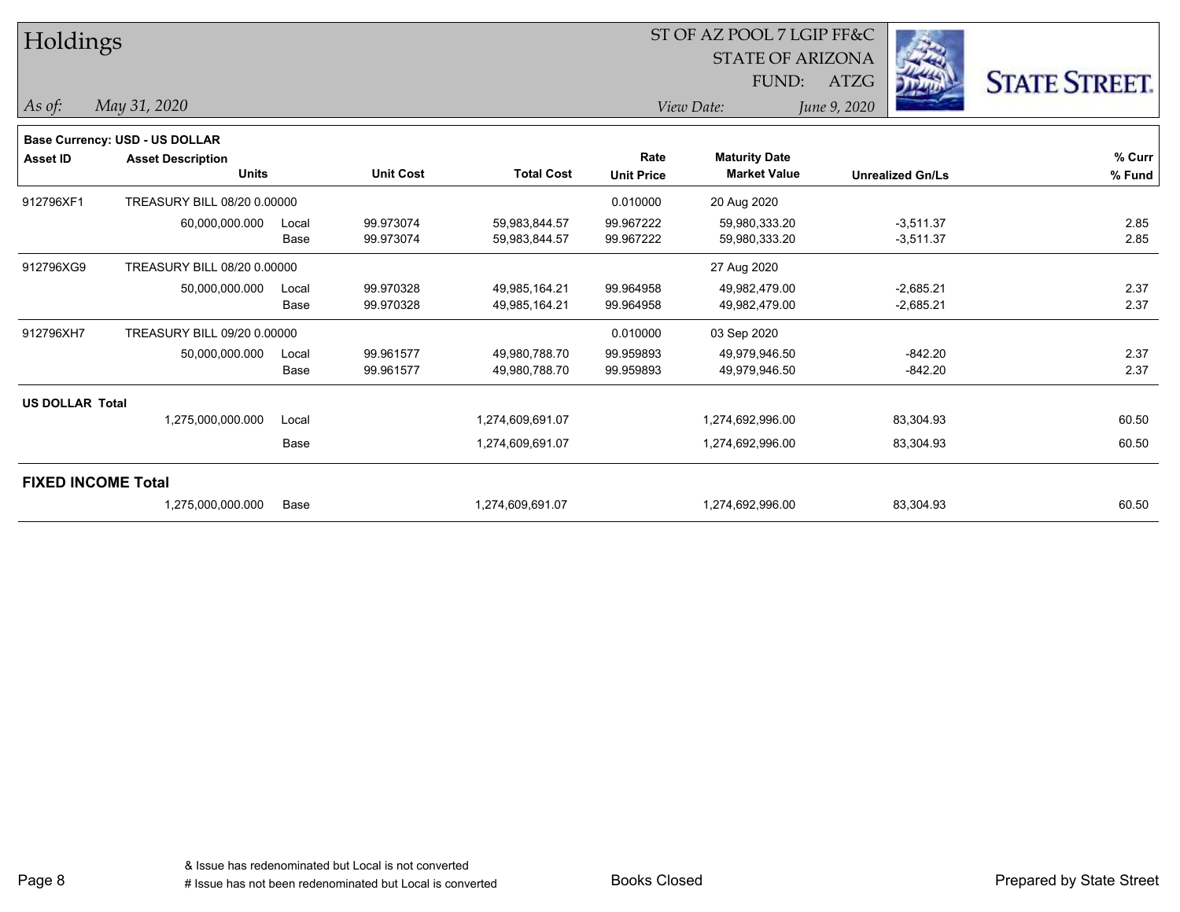# Holdings

ST OF AZ POOL 7 LGIP FF&C
STATE OF ARIZONA
FUND: ATZG

*As of:* *May 31, 2020*

*View Date:* *June 9, 2020*

STATE STREET.

**Base Currency: USD - US DOLLAR**

| Asset ID | Asset Description / Units | | Unit Cost | Total Cost | Rate / Unit Price | Maturity Date / Market Value | Unrealized Gn/Ls | % Curr / % Fund |
|---|---|---|---|---|---|---|---|---|
| 912796XF1 | TREASURY BILL 08/20 0.00000 | | | | 0.010000 | 20 Aug 2020 | | |
| | 60,000,000.000 | Local | 99.973074 | 59,983,844.57 | 99.967222 | 59,980,333.20 | -3,511.37 | 2.85 |
| | | Base | 99.973074 | 59,983,844.57 | 99.967222 | 59,980,333.20 | -3,511.37 | 2.85 |
| 912796XG9 | TREASURY BILL 08/20 0.00000 | | | | | 27 Aug 2020 | | |
| | 50,000,000.000 | Local | 99.970328 | 49,985,164.21 | 99.964958 | 49,982,479.00 | -2,685.21 | 2.37 |
| | | Base | 99.970328 | 49,985,164.21 | 99.964958 | 49,982,479.00 | -2,685.21 | 2.37 |
| 912796XH7 | TREASURY BILL 09/20 0.00000 | | | | 0.010000 | 03 Sep 2020 | | |
| | 50,000,000.000 | Local | 99.961577 | 49,980,788.70 | 99.959893 | 49,979,946.50 | -842.20 | 2.37 |
| | | Base | 99.961577 | 49,980,788.70 | 99.959893 | 49,979,946.50 | -842.20 | 2.37 |
| **US DOLLAR Total** | | | | | | | | |
| | 1,275,000,000.000 | Local | | 1,274,609,691.07 | | 1,274,692,996.00 | 83,304.93 | 60.50 |
| | | Base | | 1,274,609,691.07 | | 1,274,692,996.00 | 83,304.93 | 60.50 |
| **FIXED INCOME Total** | | | | | | | | |
| | 1,275,000,000.000 | Base | | 1,274,609,691.07 | | 1,274,692,996.00 | 83,304.93 | 60.50 |

& Issue has redenominated but Local is not converted
# Issue has not been redenominated but Local is converted

Books Closed

Prepared by State Street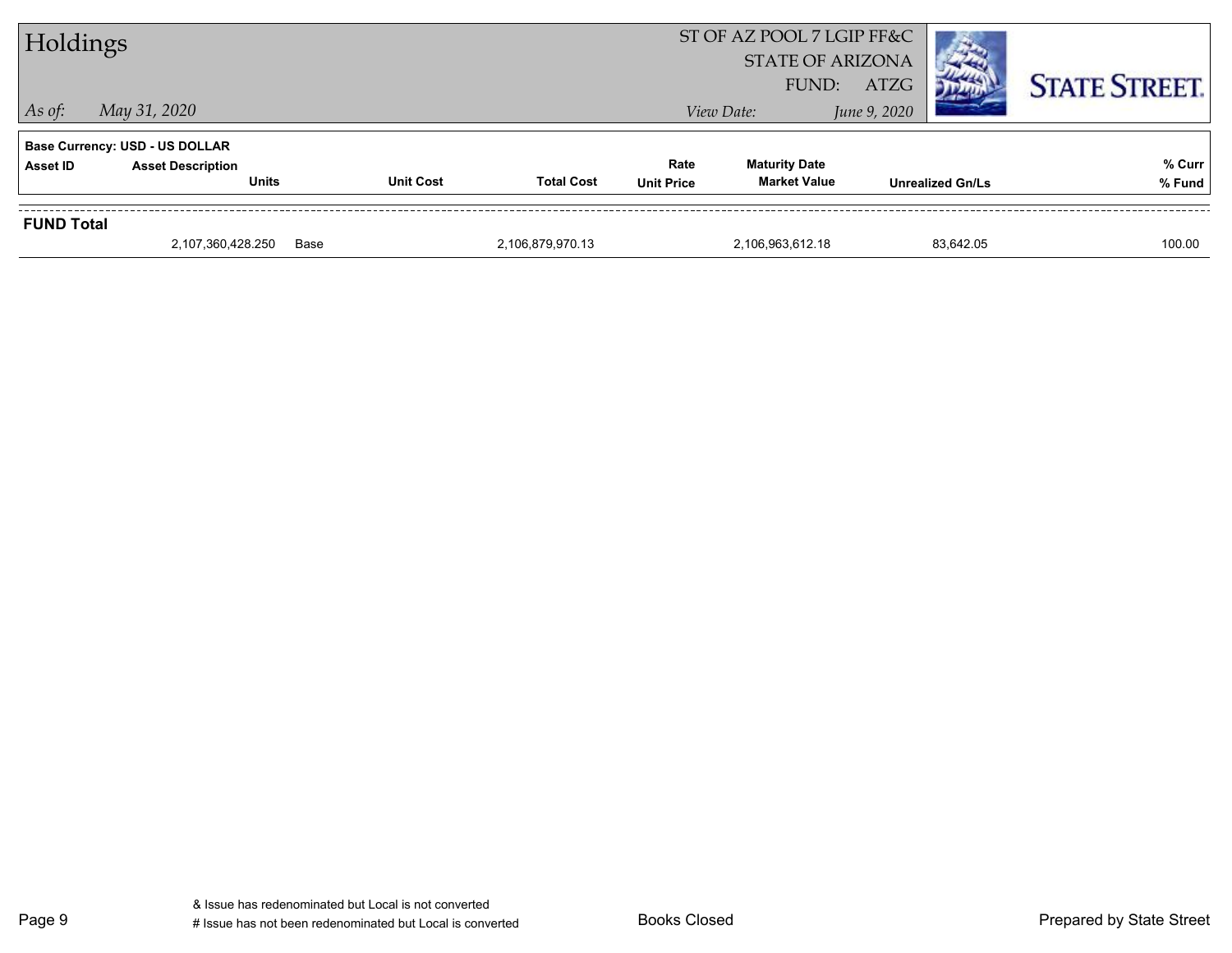# Holdings

ST OF AZ POOL 7 LGIP FF&C
STATE OF ARIZONA
FUND: ATZG

*As of:* *May 31, 2020*

*View Date:* *June 9, 2020*

STATE STREET.

**Base Currency: USD - US DOLLAR**

| Asset ID | Asset Description / Units | | Unit Cost | Total Cost | Rate / Unit Price | Maturity Date / Market Value | Unrealized Gn/Ls | % Curr / % Fund |
|---|---|---|---|---|---|---|---|---|
| **FUND Total** | | | | | | | | |
| | 2,107,360,428.250 | Base | | 2,106,879,970.13 | | 2,106,963,612.18 | 83,642.05 | 100.00 |

& Issue has redenominated but Local is not converted
# Issue has not been redenominated but Local is converted

Books Closed

Prepared by State Street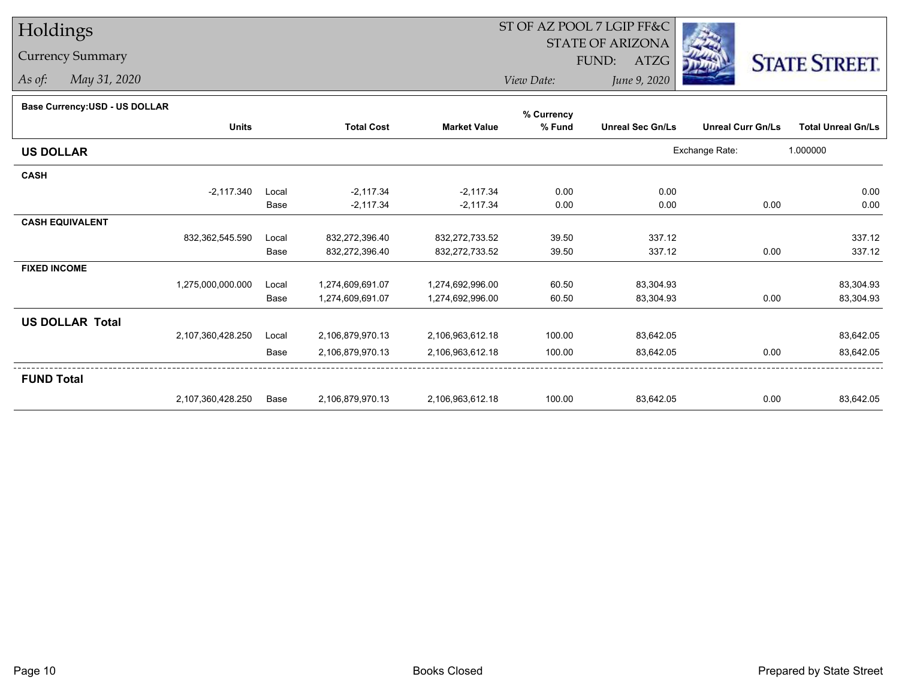# Holdings

Currency Summary

*As of:* May 31, 2020

ST OF AZ POOL 7 LGIP FF&C
STATE OF ARIZONA
FUND: ATZG

*View Date:* June 9, 2020

STATE STREET.

**Base Currency:USD - US DOLLAR**

| | Units | | Total Cost | Market Value | % Currency % Fund | Unreal Sec Gn/Ls | Unreal Curr Gn/Ls | Total Unreal Gn/Ls |
|---|---|---|---|---|---|---|---|---|
| **US DOLLAR** | | | | | | Exchange Rate: | 1.000000 | |
| **CASH** | | | | | | | | |
| | -2,117.340 | Local | -2,117.34 | -2,117.34 | 0.00 | 0.00 | | 0.00 |
| | | Base | -2,117.34 | -2,117.34 | 0.00 | 0.00 | 0.00 | 0.00 |
| **CASH EQUIVALENT** | | | | | | | | |
| | 832,362,545.590 | Local | 832,272,396.40 | 832,272,733.52 | 39.50 | 337.12 | | 337.12 |
| | | Base | 832,272,396.40 | 832,272,733.52 | 39.50 | 337.12 | 0.00 | 337.12 |
| **FIXED INCOME** | | | | | | | | |
| | 1,275,000,000.000 | Local | 1,274,609,691.07 | 1,274,692,996.00 | 60.50 | 83,304.93 | | 83,304.93 |
| | | Base | 1,274,609,691.07 | 1,274,692,996.00 | 60.50 | 83,304.93 | 0.00 | 83,304.93 |
| **US DOLLAR Total** | | | | | | | | |
| | 2,107,360,428.250 | Local | 2,106,879,970.13 | 2,106,963,612.18 | 100.00 | 83,642.05 | | 83,642.05 |
| | | Base | 2,106,879,970.13 | 2,106,963,612.18 | 100.00 | 83,642.05 | 0.00 | 83,642.05 |
| **FUND Total** | | | | | | | | |
| | 2,107,360,428.250 | Base | 2,106,879,970.13 | 2,106,963,612.18 | 100.00 | 83,642.05 | 0.00 | 83,642.05 |

Books Closed

Prepared by State Street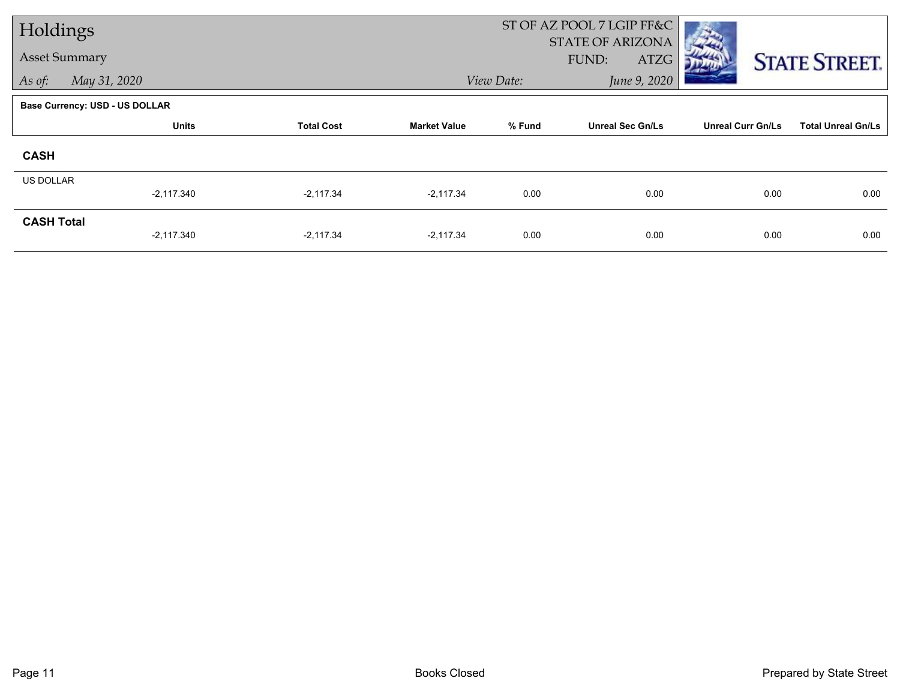# Holdings

## Asset Summary

*As of:* *May 31, 2020*

ST OF AZ POOL 7 LGIP FF&C
STATE OF ARIZONA
FUND: ATZG

*View Date:* *June 9, 2020*

**Base Currency: USD - US DOLLAR**

| | Units | Total Cost | Market Value | % Fund | Unreal Sec Gn/Ls | Unreal Curr Gn/Ls | Total Unreal Gn/Ls |
|---|---|---|---|---|---|---|---|
| **CASH** | | | | | | | |
| US DOLLAR | -2,117.340 | -2,117.34 | -2,117.34 | 0.00 | 0.00 | 0.00 | 0.00 |
| **CASH Total** | -2,117.340 | -2,117.34 | -2,117.34 | 0.00 | 0.00 | 0.00 | 0.00 |

Books Closed

Prepared by State Street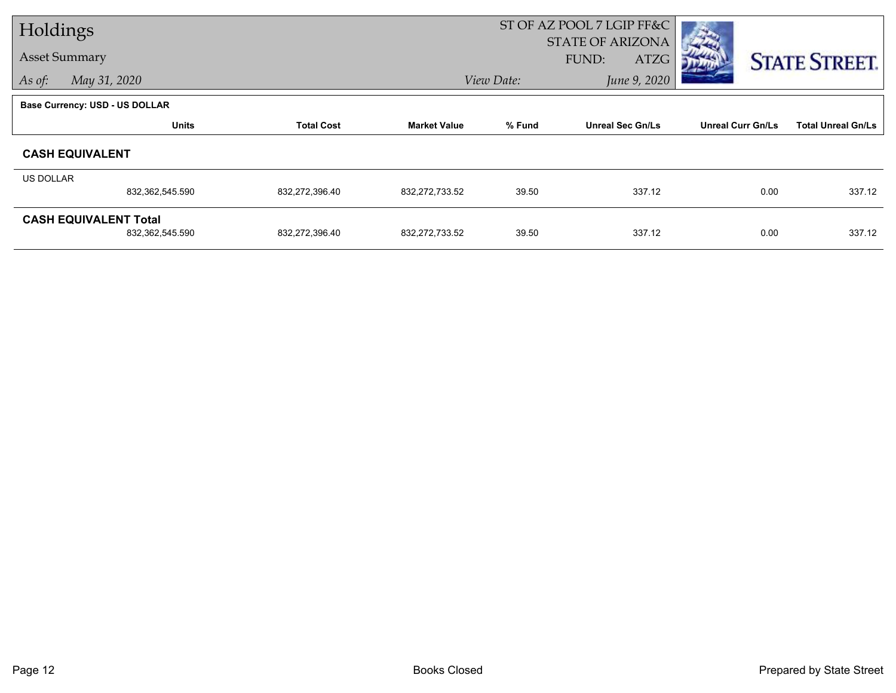# Holdings

## Asset Summary

*As of:* *May 31, 2020*

ST OF AZ POOL 7 LGIP FF&C
STATE OF ARIZONA
FUND: ATZG

*View Date:* *June 9, 2020*

**Base Currency: USD - US DOLLAR**

| | Units | Total Cost | Market Value | % Fund | Unreal Sec Gn/Ls | Unreal Curr Gn/Ls | Total Unreal Gn/Ls |
|---|---|---|---|---|---|---|---|
| **CASH EQUIVALENT** | | | | | | | |
| US DOLLAR | 832,362,545.590 | 832,272,396.40 | 832,272,733.52 | 39.50 | 337.12 | 0.00 | 337.12 |
| **CASH EQUIVALENT Total** | 832,362,545.590 | 832,272,396.40 | 832,272,733.52 | 39.50 | 337.12 | 0.00 | 337.12 |

Books Closed

Prepared by State Street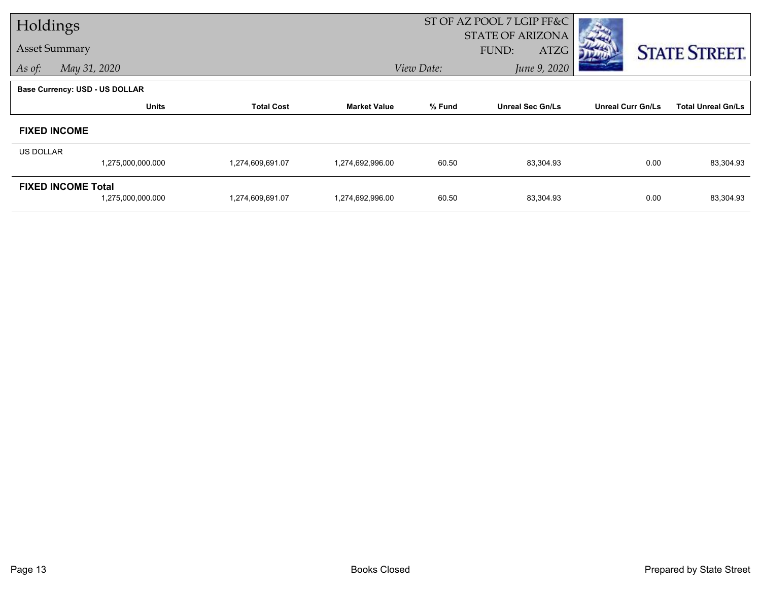# Holdings

## Asset Summary

*As of:* *May 31, 2020*

ST OF AZ POOL 7 LGIP FF&C
STATE OF ARIZONA
FUND: ATZG

*View Date:* *June 9, 2020*

STATE STREET.

**Base Currency: USD - US DOLLAR**

| | Units | Total Cost | Market Value | % Fund | Unreal Sec Gn/Ls | Unreal Curr Gn/Ls | Total Unreal Gn/Ls |
|---|---|---|---|---|---|---|---|
| **FIXED INCOME** | | | | | | | |
| US DOLLAR | 1,275,000,000.000 | 1,274,609,691.07 | 1,274,692,996.00 | 60.50 | 83,304.93 | 0.00 | 83,304.93 |
| **FIXED INCOME Total** | 1,275,000,000.000 | 1,274,609,691.07 | 1,274,692,996.00 | 60.50 | 83,304.93 | 0.00 | 83,304.93 |

Books Closed

Prepared by State Street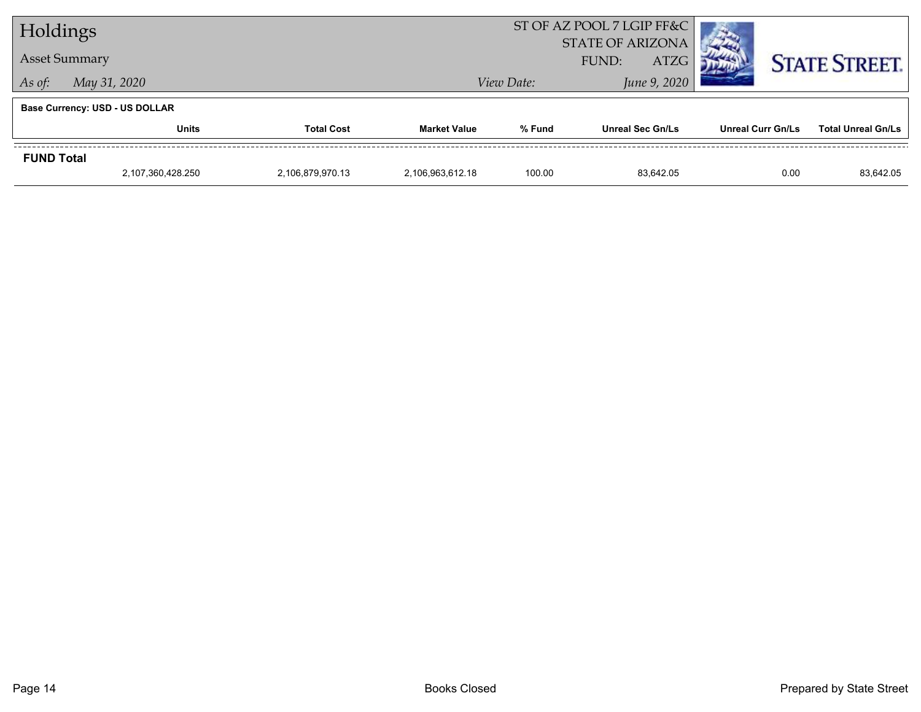# Holdings

## Asset Summary

*As of:* *May 31, 2020*

ST OF AZ POOL 7 LGIP FF&C
STATE OF ARIZONA
FUND: ATZG

*View Date:* *June 9, 2020*

**Base Currency: USD - US DOLLAR**

| | Units | Total Cost | Market Value | % Fund | Unreal Sec Gn/Ls | Unreal Curr Gn/Ls | Total Unreal Gn/Ls |
|---|---|---|---|---|---|---|---|
| **FUND Total** | | | | | | | |
| | 2,107,360,428.250 | 2,106,879,970.13 | 2,106,963,612.18 | 100.00 | 83,642.05 | 0.00 | 83,642.05 |

Books Closed

Prepared by State Street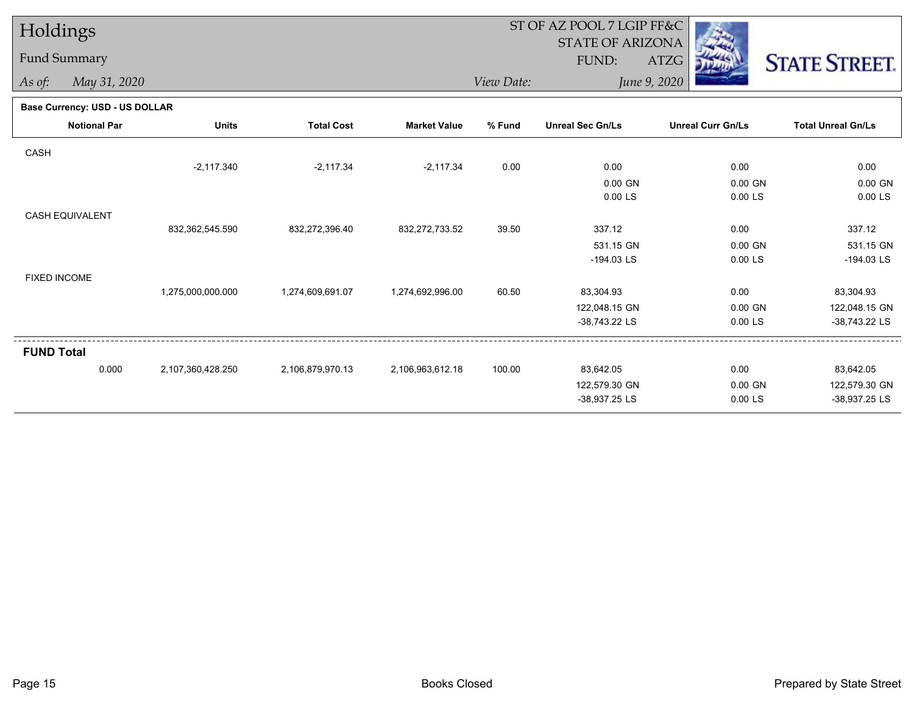# Holdings

## Fund Summary

*As of:* *May 31, 2020*

ST OF AZ POOL 7 LGIP FF&C
STATE OF ARIZONA
FUND: ATZG

*View Date:* *June 9, 2020*

STATE STREET.

**Base Currency: USD - US DOLLAR**

| Notional Par | Units | Total Cost | Market Value | % Fund | Unreal Sec Gn/Ls | Unreal Curr Gn/Ls | Total Unreal Gn/Ls |
|---|---|---|---|---|---|---|---|
| CASH | | | | | | | |
| | -2,117.340 | -2,117.34 | -2,117.34 | 0.00 | 0.00 | 0.00 | 0.00 |
| | | | | | 0.00 GN | 0.00 GN | 0.00 GN |
| | | | | | 0.00 LS | 0.00 LS | 0.00 LS |
| CASH EQUIVALENT | | | | | | | |
| | 832,362,545.590 | 832,272,396.40 | 832,272,733.52 | 39.50 | 337.12 | 0.00 | 337.12 |
| | | | | | 531.15 GN | 0.00 GN | 531.15 GN |
| | | | | | -194.03 LS | 0.00 LS | -194.03 LS |
| FIXED INCOME | | | | | | | |
| | 1,275,000,000.000 | 1,274,609,691.07 | 1,274,692,996.00 | 60.50 | 83,304.93 | 0.00 | 83,304.93 |
| | | | | | 122,048.15 GN | 0.00 GN | 122,048.15 GN |
| | | | | | -38,743.22 LS | 0.00 LS | -38,743.22 LS |
| **FUND Total** | | | | | | | |
| 0.000 | 2,107,360,428.250 | 2,106,879,970.13 | 2,106,963,612.18 | 100.00 | 83,642.05 | 0.00 | 83,642.05 |
| | | | | | 122,579.30 GN | 0.00 GN | 122,579.30 GN |
| | | | | | -38,937.25 LS | 0.00 LS | -38,937.25 LS |

Books Closed

Prepared by State Street